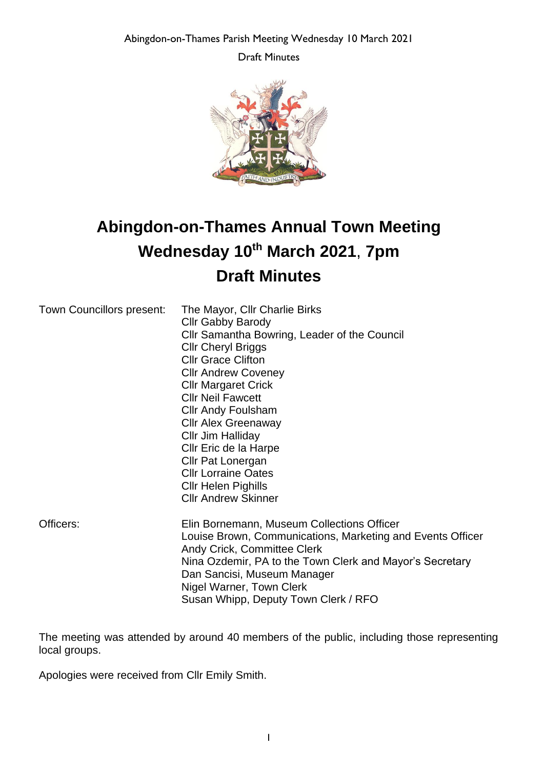# Abingdon-on-Thames Annual Town Meeting

## Wednesday 10th March 2021, 7pm

## Draft Minutes

Town Councillors present:

The Mayor, Cllr Charlie Birks
Cllr Gabby Barody
Cllr Samantha Bowring, Leader of the Council
Cllr Cheryl Briggs
Cllr Grace Clifton
Cllr Andrew Coveney
Cllr Margaret Crick
Cllr Neil Fawcett
Cllr Andy Foulsham
Cllr Alex Greenaway
Cllr Jim Halliday
Cllr Eric de la Harpe
Cllr Pat Lonergan
Cllr Lorraine Oates
Cllr Helen Pighills
Cllr Andrew Skinner

Officers:

Elin Bornemann, Museum Collections Officer
Louise Brown, Communications, Marketing and Events Officer
Andy Crick, Committee Clerk
Nina Ozdemir, PA to the Town Clerk and Mayor's Secretary
Dan Sancisi, Museum Manager
Nigel Warner, Town Clerk
Susan Whipp, Deputy Town Clerk / RFO

The meeting was attended by around 40 members of the public, including those representing local groups.

Apologies were received from Cllr Emily Smith.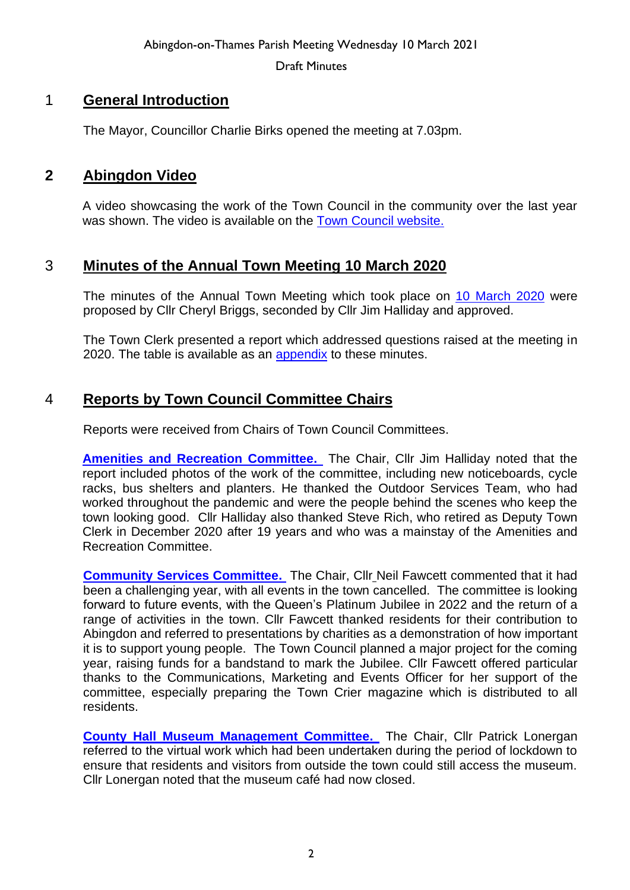Abingdon-on-Thames Parish Meeting Wednesday 10 March 2021

Draft Minutes

## 1 General Introduction

The Mayor, Councillor Charlie Birks opened the meeting at 7.03pm.

## 2 Abingdon Video

A video showcasing the work of the Town Council in the community over the last year was shown. The video is available on the Town Council website.

## 3 Minutes of the Annual Town Meeting 10 March 2020

The minutes of the Annual Town Meeting which took place on 10 March 2020 were proposed by Cllr Cheryl Briggs, seconded by Cllr Jim Halliday and approved.

The Town Clerk presented a report which addressed questions raised at the meeting in 2020. The table is available as an appendix to these minutes.

## 4 Reports by Town Council Committee Chairs

Reports were received from Chairs of Town Council Committees.

**Amenities and Recreation Committee.** The Chair, Cllr Jim Halliday noted that the report included photos of the work of the committee, including new noticeboards, cycle racks, bus shelters and planters. He thanked the Outdoor Services Team, who had worked throughout the pandemic and were the people behind the scenes who keep the town looking good. Cllr Halliday also thanked Steve Rich, who retired as Deputy Town Clerk in December 2020 after 19 years and who was a mainstay of the Amenities and Recreation Committee.

**Community Services Committee.** The Chair, Cllr Neil Fawcett commented that it had been a challenging year, with all events in the town cancelled. The committee is looking forward to future events, with the Queen's Platinum Jubilee in 2022 and the return of a range of activities in the town. Cllr Fawcett thanked residents for their contribution to Abingdon and referred to presentations by charities as a demonstration of how important it is to support young people. The Town Council planned a major project for the coming year, raising funds for a bandstand to mark the Jubilee. Cllr Fawcett offered particular thanks to the Communications, Marketing and Events Officer for her support of the committee, especially preparing the Town Crier magazine which is distributed to all residents.

**County Hall Museum Management Committee.** The Chair, Cllr Patrick Lonergan referred to the virtual work which had been undertaken during the period of lockdown to ensure that residents and visitors from outside the town could still access the museum. Cllr Lonergan noted that the museum café had now closed.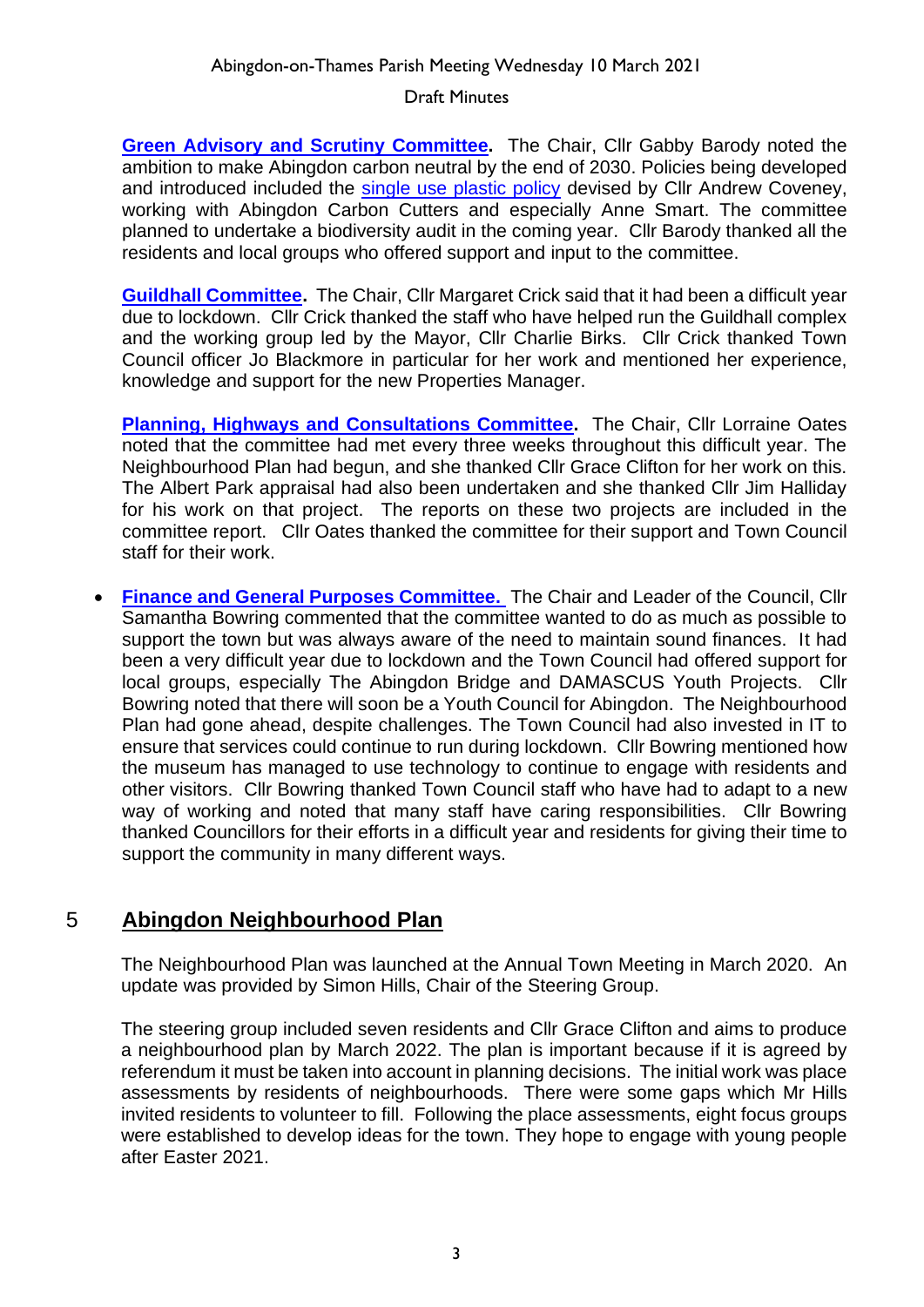**Green Advisory and Scrutiny Committee.** The Chair, Cllr Gabby Barody noted the ambition to make Abingdon carbon neutral by the end of 2030. Policies being developed and introduced included the single use plastic policy devised by Cllr Andrew Coveney, working with Abingdon Carbon Cutters and especially Anne Smart. The committee planned to undertake a biodiversity audit in the coming year. Cllr Barody thanked all the residents and local groups who offered support and input to the committee.

**Guildhall Committee.** The Chair, Cllr Margaret Crick said that it had been a difficult year due to lockdown. Cllr Crick thanked the staff who have helped run the Guildhall complex and the working group led by the Mayor, Cllr Charlie Birks. Cllr Crick thanked Town Council officer Jo Blackmore in particular for her work and mentioned her experience, knowledge and support for the new Properties Manager.

**Planning, Highways and Consultations Committee.** The Chair, Cllr Lorraine Oates noted that the committee had met every three weeks throughout this difficult year. The Neighbourhood Plan had begun, and she thanked Cllr Grace Clifton for her work on this. The Albert Park appraisal had also been undertaken and she thanked Cllr Jim Halliday for his work on that project. The reports on these two projects are included in the committee report. Cllr Oates thanked the committee for their support and Town Council staff for their work.

- **Finance and General Purposes Committee.** The Chair and Leader of the Council, Cllr Samantha Bowring commented that the committee wanted to do as much as possible to support the town but was always aware of the need to maintain sound finances. It had been a very difficult year due to lockdown and the Town Council had offered support for local groups, especially The Abingdon Bridge and DAMASCUS Youth Projects. Cllr Bowring noted that there will soon be a Youth Council for Abingdon. The Neighbourhood Plan had gone ahead, despite challenges. The Town Council had also invested in IT to ensure that services could continue to run during lockdown. Cllr Bowring mentioned how the museum has managed to use technology to continue to engage with residents and other visitors. Cllr Bowring thanked Town Council staff who have had to adapt to a new way of working and noted that many staff have caring responsibilities. Cllr Bowring thanked Councillors for their efforts in a difficult year and residents for giving their time to support the community in many different ways.

## 5 Abingdon Neighbourhood Plan

The Neighbourhood Plan was launched at the Annual Town Meeting in March 2020. An update was provided by Simon Hills, Chair of the Steering Group.

The steering group included seven residents and Cllr Grace Clifton and aims to produce a neighbourhood plan by March 2022. The plan is important because if it is agreed by referendum it must be taken into account in planning decisions. The initial work was place assessments by residents of neighbourhoods. There were some gaps which Mr Hills invited residents to volunteer to fill. Following the place assessments, eight focus groups were established to develop ideas for the town. They hope to engage with young people after Easter 2021.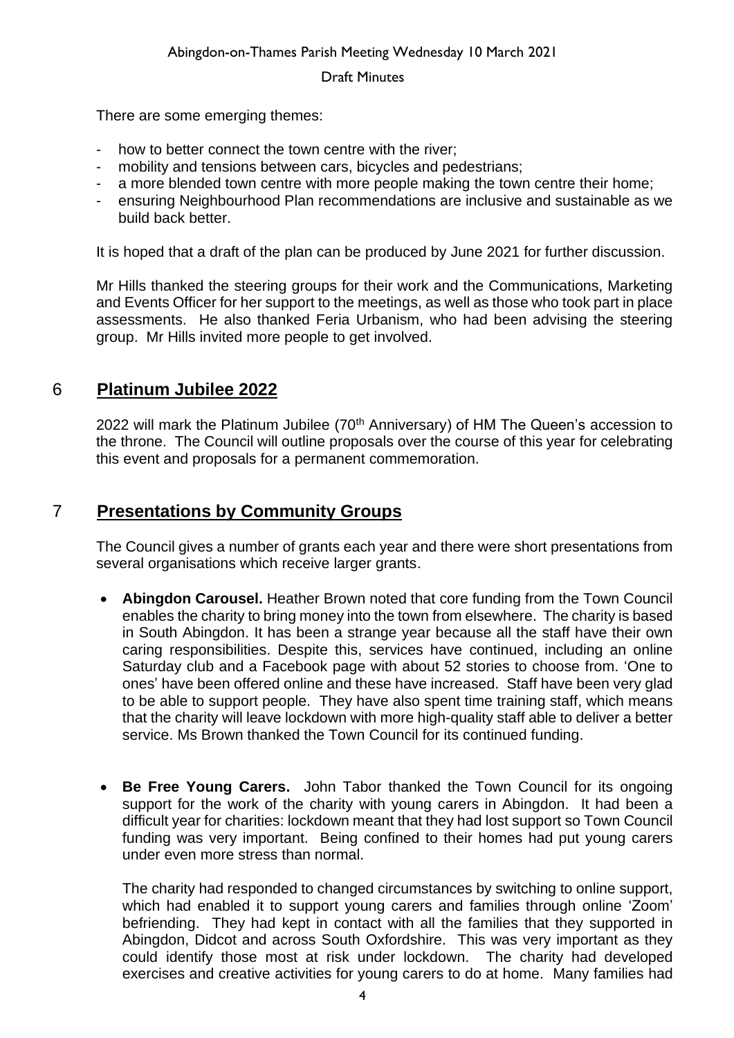There are some emerging themes:

- how to better connect the town centre with the river;
- mobility and tensions between cars, bicycles and pedestrians;
- a more blended town centre with more people making the town centre their home;
- ensuring Neighbourhood Plan recommendations are inclusive and sustainable as we build back better.

It is hoped that a draft of the plan can be produced by June 2021 for further discussion.

Mr Hills thanked the steering groups for their work and the Communications, Marketing and Events Officer for her support to the meetings, as well as those who took part in place assessments. He also thanked Feria Urbanism, who had been advising the steering group. Mr Hills invited more people to get involved.

## 6 Platinum Jubilee 2022

2022 will mark the Platinum Jubilee (70th Anniversary) of HM The Queen's accession to the throne. The Council will outline proposals over the course of this year for celebrating this event and proposals for a permanent commemoration.

## 7 Presentations by Community Groups

The Council gives a number of grants each year and there were short presentations from several organisations which receive larger grants.

- **Abingdon Carousel.** Heather Brown noted that core funding from the Town Council enables the charity to bring money into the town from elsewhere. The charity is based in South Abingdon. It has been a strange year because all the staff have their own caring responsibilities. Despite this, services have continued, including an online Saturday club and a Facebook page with about 52 stories to choose from. 'One to ones' have been offered online and these have increased. Staff have been very glad to be able to support people. They have also spent time training staff, which means that the charity will leave lockdown with more high-quality staff able to deliver a better service. Ms Brown thanked the Town Council for its continued funding.

- **Be Free Young Carers.** John Tabor thanked the Town Council for its ongoing support for the work of the charity with young carers in Abingdon. It had been a difficult year for charities: lockdown meant that they had lost support so Town Council funding was very important. Being confined to their homes had put young carers under even more stress than normal.

  The charity had responded to changed circumstances by switching to online support, which had enabled it to support young carers and families through online 'Zoom' befriending. They had kept in contact with all the families that they supported in Abingdon, Didcot and across South Oxfordshire. This was very important as they could identify those most at risk under lockdown. The charity had developed exercises and creative activities for young carers to do at home. Many families had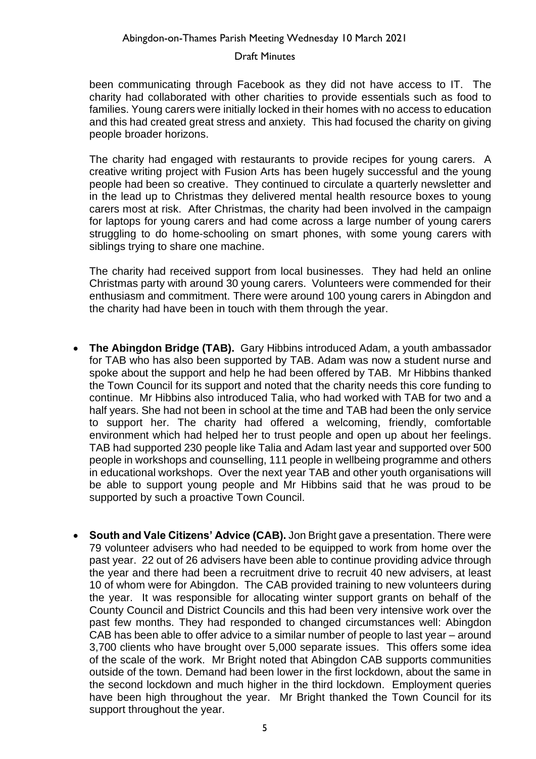been communicating through Facebook as they did not have access to IT. The charity had collaborated with other charities to provide essentials such as food to families. Young carers were initially locked in their homes with no access to education and this had created great stress and anxiety. This had focused the charity on giving people broader horizons.

The charity had engaged with restaurants to provide recipes for young carers. A creative writing project with Fusion Arts has been hugely successful and the young people had been so creative. They continued to circulate a quarterly newsletter and in the lead up to Christmas they delivered mental health resource boxes to young carers most at risk. After Christmas, the charity had been involved in the campaign for laptops for young carers and had come across a large number of young carers struggling to do home-schooling on smart phones, with some young carers with siblings trying to share one machine.

The charity had received support from local businesses. They had held an online Christmas party with around 30 young carers. Volunteers were commended for their enthusiasm and commitment. There were around 100 young carers in Abingdon and the charity had have been in touch with them through the year.

- **The Abingdon Bridge (TAB).** Gary Hibbins introduced Adam, a youth ambassador for TAB who has also been supported by TAB. Adam was now a student nurse and spoke about the support and help he had been offered by TAB. Mr Hibbins thanked the Town Council for its support and noted that the charity needs this core funding to continue. Mr Hibbins also introduced Talia, who had worked with TAB for two and a half years. She had not been in school at the time and TAB had been the only service to support her. The charity had offered a welcoming, friendly, comfortable environment which had helped her to trust people and open up about her feelings. TAB had supported 230 people like Talia and Adam last year and supported over 500 people in workshops and counselling, 111 people in wellbeing programme and others in educational workshops. Over the next year TAB and other youth organisations will be able to support young people and Mr Hibbins said that he was proud to be supported by such a proactive Town Council.

- **South and Vale Citizens' Advice (CAB).** Jon Bright gave a presentation. There were 79 volunteer advisers who had needed to be equipped to work from home over the past year. 22 out of 26 advisers have been able to continue providing advice through the year and there had been a recruitment drive to recruit 40 new advisers, at least 10 of whom were for Abingdon. The CAB provided training to new volunteers during the year. It was responsible for allocating winter support grants on behalf of the County Council and District Councils and this had been very intensive work over the past few months. They had responded to changed circumstances well: Abingdon CAB has been able to offer advice to a similar number of people to last year – around 3,700 clients who have brought over 5,000 separate issues. This offers some idea of the scale of the work. Mr Bright noted that Abingdon CAB supports communities outside of the town. Demand had been lower in the first lockdown, about the same in the second lockdown and much higher in the third lockdown. Employment queries have been high throughout the year. Mr Bright thanked the Town Council for its support throughout the year.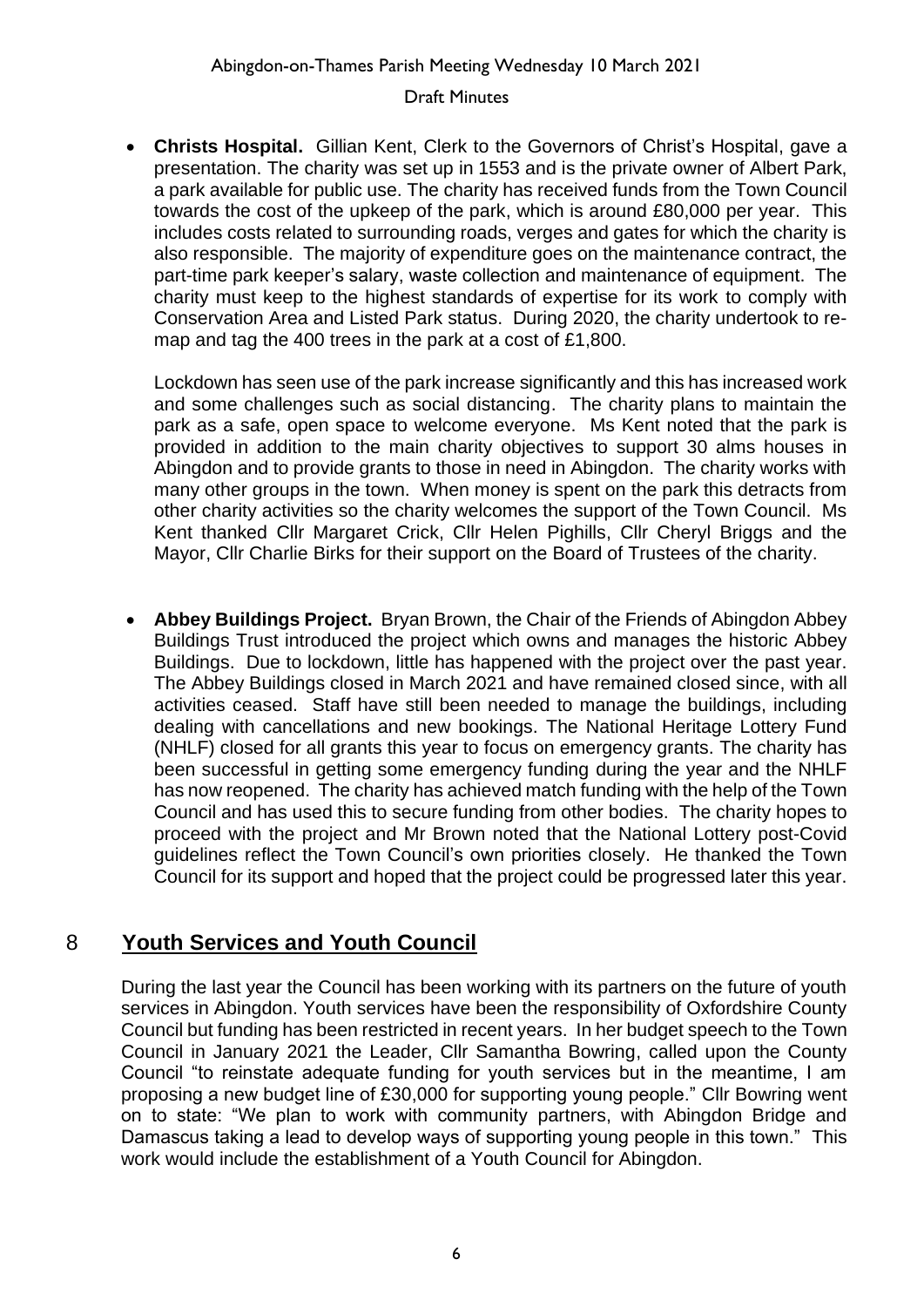- **Christs Hospital.** Gillian Kent, Clerk to the Governors of Christ's Hospital, gave a presentation. The charity was set up in 1553 and is the private owner of Albert Park, a park available for public use. The charity has received funds from the Town Council towards the cost of the upkeep of the park, which is around £80,000 per year. This includes costs related to surrounding roads, verges and gates for which the charity is also responsible. The majority of expenditure goes on the maintenance contract, the part-time park keeper's salary, waste collection and maintenance of equipment. The charity must keep to the highest standards of expertise for its work to comply with Conservation Area and Listed Park status. During 2020, the charity undertook to re-map and tag the 400 trees in the park at a cost of £1,800.

  Lockdown has seen use of the park increase significantly and this has increased work and some challenges such as social distancing. The charity plans to maintain the park as a safe, open space to welcome everyone. Ms Kent noted that the park is provided in addition to the main charity objectives to support 30 alms houses in Abingdon and to provide grants to those in need in Abingdon. The charity works with many other groups in the town. When money is spent on the park this detracts from other charity activities so the charity welcomes the support of the Town Council. Ms Kent thanked Cllr Margaret Crick, Cllr Helen Pighills, Cllr Cheryl Briggs and the Mayor, Cllr Charlie Birks for their support on the Board of Trustees of the charity.

- **Abbey Buildings Project.** Bryan Brown, the Chair of the Friends of Abingdon Abbey Buildings Trust introduced the project which owns and manages the historic Abbey Buildings. Due to lockdown, little has happened with the project over the past year. The Abbey Buildings closed in March 2021 and have remained closed since, with all activities ceased. Staff have still been needed to manage the buildings, including dealing with cancellations and new bookings. The National Heritage Lottery Fund (NHLF) closed for all grants this year to focus on emergency grants. The charity has been successful in getting some emergency funding during the year and the NHLF has now reopened. The charity has achieved match funding with the help of the Town Council and has used this to secure funding from other bodies. The charity hopes to proceed with the project and Mr Brown noted that the National Lottery post-Covid guidelines reflect the Town Council's own priorities closely. He thanked the Town Council for its support and hoped that the project could be progressed later this year.

## 8 Youth Services and Youth Council

During the last year the Council has been working with its partners on the future of youth services in Abingdon. Youth services have been the responsibility of Oxfordshire County Council but funding has been restricted in recent years. In her budget speech to the Town Council in January 2021 the Leader, Cllr Samantha Bowring, called upon the County Council "to reinstate adequate funding for youth services but in the meantime, I am proposing a new budget line of £30,000 for supporting young people." Cllr Bowring went on to state: "We plan to work with community partners, with Abingdon Bridge and Damascus taking a lead to develop ways of supporting young people in this town." This work would include the establishment of a Youth Council for Abingdon.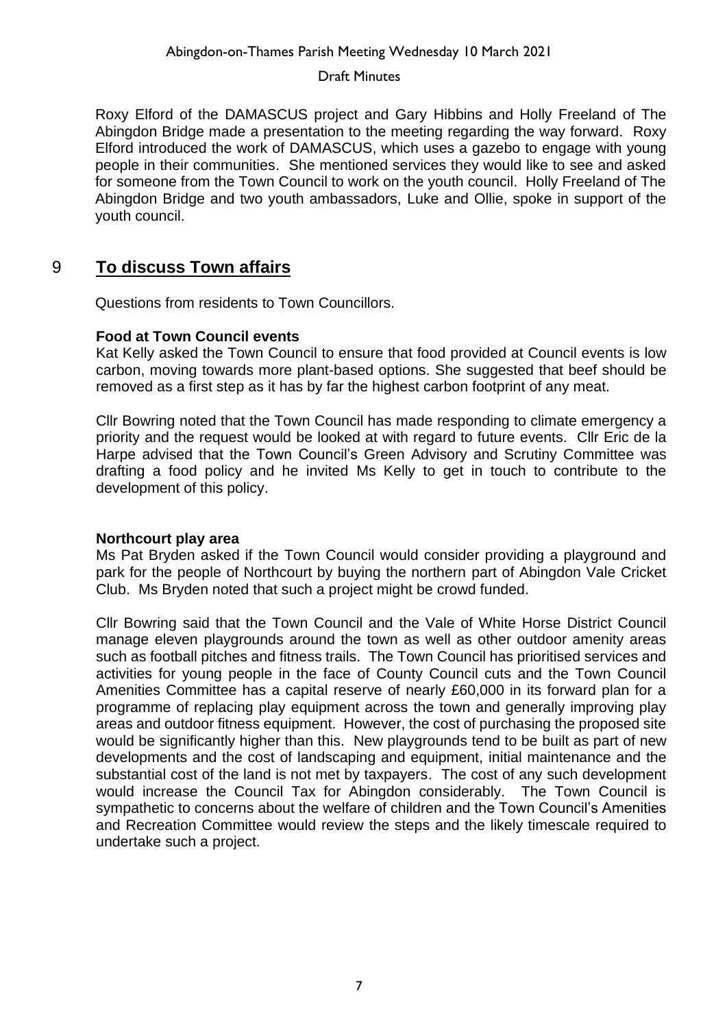Roxy Elford of the DAMASCUS project and Gary Hibbins and Holly Freeland of The Abingdon Bridge made a presentation to the meeting regarding the way forward. Roxy Elford introduced the work of DAMASCUS, which uses a gazebo to engage with young people in their communities. She mentioned services they would like to see and asked for someone from the Town Council to work on the youth council. Holly Freeland of The Abingdon Bridge and two youth ambassadors, Luke and Ollie, spoke in support of the youth council.

## 9 To discuss Town affairs

Questions from residents to Town Councillors.

**Food at Town Council events**

Kat Kelly asked the Town Council to ensure that food provided at Council events is low carbon, moving towards more plant-based options. She suggested that beef should be removed as a first step as it has by far the highest carbon footprint of any meat.

Cllr Bowring noted that the Town Council has made responding to climate emergency a priority and the request would be looked at with regard to future events. Cllr Eric de la Harpe advised that the Town Council's Green Advisory and Scrutiny Committee was drafting a food policy and he invited Ms Kelly to get in touch to contribute to the development of this policy.

**Northcourt play area**

Ms Pat Bryden asked if the Town Council would consider providing a playground and park for the people of Northcourt by buying the northern part of Abingdon Vale Cricket Club. Ms Bryden noted that such a project might be crowd funded.

Cllr Bowring said that the Town Council and the Vale of White Horse District Council manage eleven playgrounds around the town as well as other outdoor amenity areas such as football pitches and fitness trails. The Town Council has prioritised services and activities for young people in the face of County Council cuts and the Town Council Amenities Committee has a capital reserve of nearly £60,000 in its forward plan for a programme of replacing play equipment across the town and generally improving play areas and outdoor fitness equipment. However, the cost of purchasing the proposed site would be significantly higher than this. New playgrounds tend to be built as part of new developments and the cost of landscaping and equipment, initial maintenance and the substantial cost of the land is not met by taxpayers. The cost of any such development would increase the Council Tax for Abingdon considerably. The Town Council is sympathetic to concerns about the welfare of children and the Town Council's Amenities and Recreation Committee would review the steps and the likely timescale required to undertake such a project.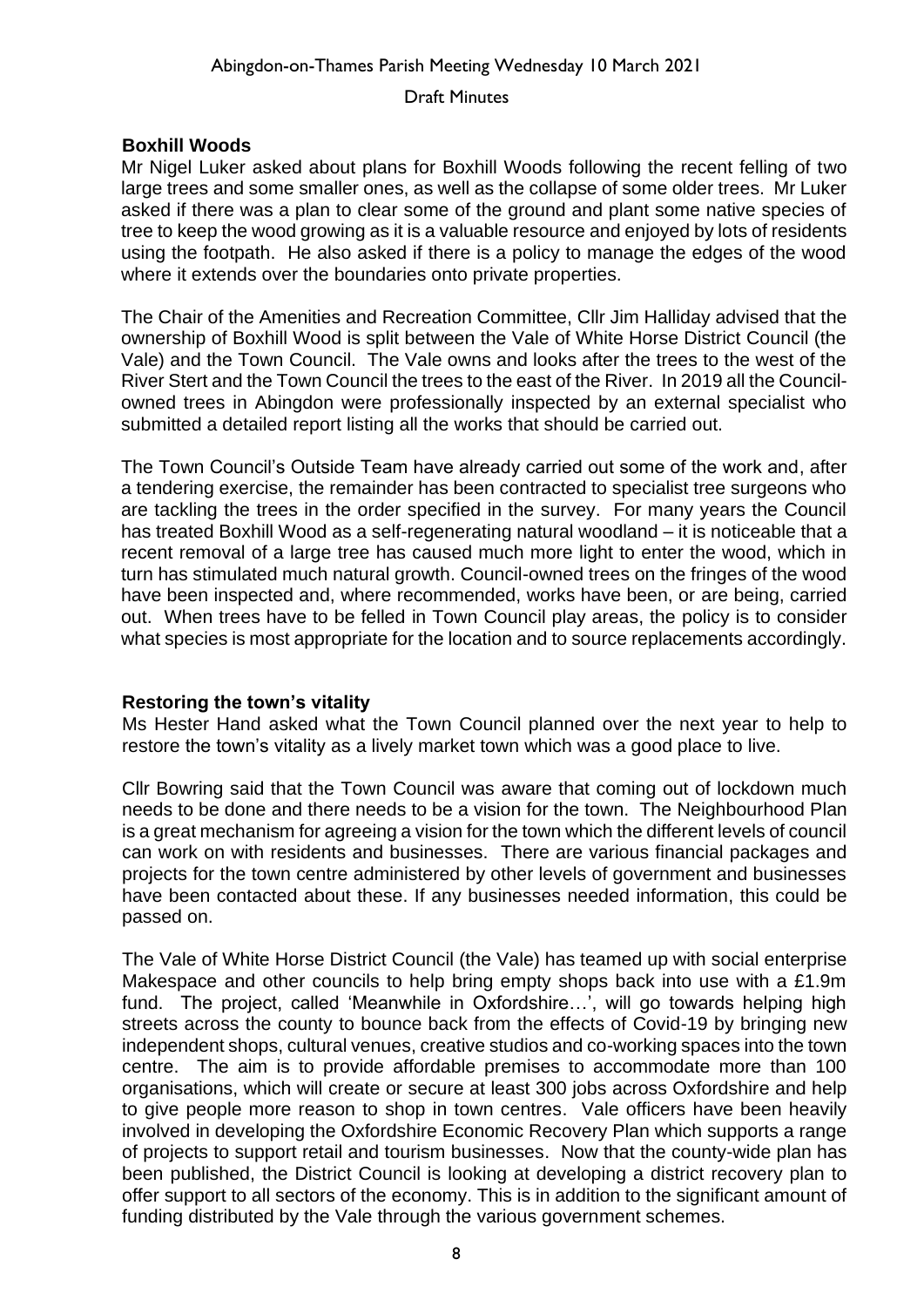### Boxhill Woods

Mr Nigel Luker asked about plans for Boxhill Woods following the recent felling of two large trees and some smaller ones, as well as the collapse of some older trees. Mr Luker asked if there was a plan to clear some of the ground and plant some native species of tree to keep the wood growing as it is a valuable resource and enjoyed by lots of residents using the footpath. He also asked if there is a policy to manage the edges of the wood where it extends over the boundaries onto private properties.

The Chair of the Amenities and Recreation Committee, Cllr Jim Halliday advised that the ownership of Boxhill Wood is split between the Vale of White Horse District Council (the Vale) and the Town Council. The Vale owns and looks after the trees to the west of the River Stert and the Town Council the trees to the east of the River. In 2019 all the Council-owned trees in Abingdon were professionally inspected by an external specialist who submitted a detailed report listing all the works that should be carried out.

The Town Council's Outside Team have already carried out some of the work and, after a tendering exercise, the remainder has been contracted to specialist tree surgeons who are tackling the trees in the order specified in the survey. For many years the Council has treated Boxhill Wood as a self-regenerating natural woodland – it is noticeable that a recent removal of a large tree has caused much more light to enter the wood, which in turn has stimulated much natural growth. Council-owned trees on the fringes of the wood have been inspected and, where recommended, works have been, or are being, carried out. When trees have to be felled in Town Council play areas, the policy is to consider what species is most appropriate for the location and to source replacements accordingly.

### Restoring the town's vitality

Ms Hester Hand asked what the Town Council planned over the next year to help to restore the town's vitality as a lively market town which was a good place to live.

Cllr Bowring said that the Town Council was aware that coming out of lockdown much needs to be done and there needs to be a vision for the town. The Neighbourhood Plan is a great mechanism for agreeing a vision for the town which the different levels of council can work on with residents and businesses. There are various financial packages and projects for the town centre administered by other levels of government and businesses have been contacted about these. If any businesses needed information, this could be passed on.

The Vale of White Horse District Council (the Vale) has teamed up with social enterprise Makespace and other councils to help bring empty shops back into use with a £1.9m fund. The project, called 'Meanwhile in Oxfordshire…', will go towards helping high streets across the county to bounce back from the effects of Covid-19 by bringing new independent shops, cultural venues, creative studios and co-working spaces into the town centre. The aim is to provide affordable premises to accommodate more than 100 organisations, which will create or secure at least 300 jobs across Oxfordshire and help to give people more reason to shop in town centres. Vale officers have been heavily involved in developing the Oxfordshire Economic Recovery Plan which supports a range of projects to support retail and tourism businesses. Now that the county-wide plan has been published, the District Council is looking at developing a district recovery plan to offer support to all sectors of the economy. This is in addition to the significant amount of funding distributed by the Vale through the various government schemes.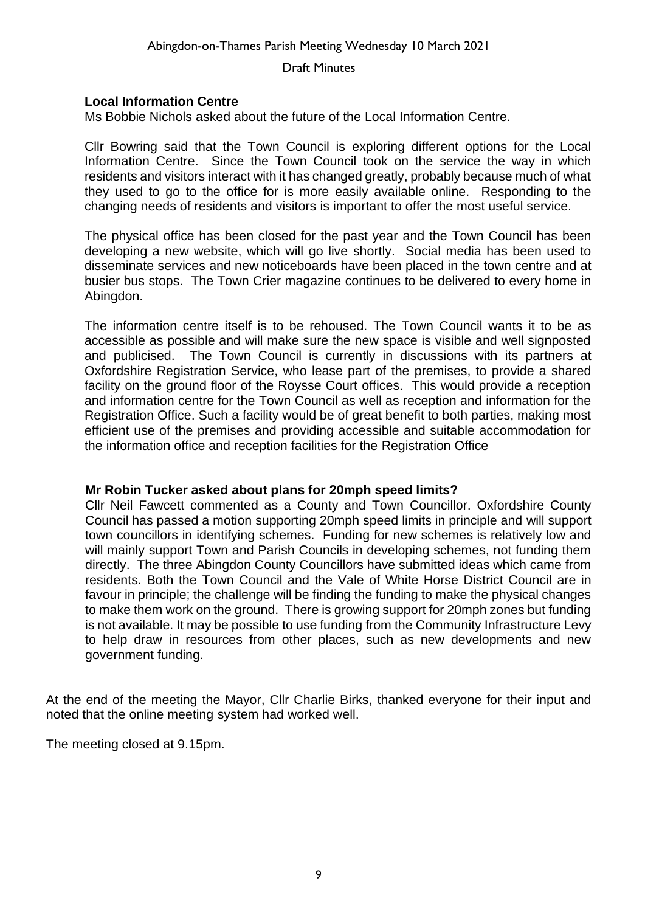**Local Information Centre**

Ms Bobbie Nichols asked about the future of the Local Information Centre.

Cllr Bowring said that the Town Council is exploring different options for the Local Information Centre. Since the Town Council took on the service the way in which residents and visitors interact with it has changed greatly, probably because much of what they used to go to the office for is more easily available online. Responding to the changing needs of residents and visitors is important to offer the most useful service.

The physical office has been closed for the past year and the Town Council has been developing a new website, which will go live shortly. Social media has been used to disseminate services and new noticeboards have been placed in the town centre and at busier bus stops. The Town Crier magazine continues to be delivered to every home in Abingdon.

The information centre itself is to be rehoused. The Town Council wants it to be as accessible as possible and will make sure the new space is visible and well signposted and publicised. The Town Council is currently in discussions with its partners at Oxfordshire Registration Service, who lease part of the premises, to provide a shared facility on the ground floor of the Roysse Court offices. This would provide a reception and information centre for the Town Council as well as reception and information for the Registration Office. Such a facility would be of great benefit to both parties, making most efficient use of the premises and providing accessible and suitable accommodation for the information office and reception facilities for the Registration Office

**Mr Robin Tucker asked about plans for 20mph speed limits?**

Cllr Neil Fawcett commented as a County and Town Councillor. Oxfordshire County Council has passed a motion supporting 20mph speed limits in principle and will support town councillors in identifying schemes. Funding for new schemes is relatively low and will mainly support Town and Parish Councils in developing schemes, not funding them directly. The three Abingdon County Councillors have submitted ideas which came from residents. Both the Town Council and the Vale of White Horse District Council are in favour in principle; the challenge will be finding the funding to make the physical changes to make them work on the ground. There is growing support for 20mph zones but funding is not available. It may be possible to use funding from the Community Infrastructure Levy to help draw in resources from other places, such as new developments and new government funding.

At the end of the meeting the Mayor, Cllr Charlie Birks, thanked everyone for their input and noted that the online meeting system had worked well.

The meeting closed at 9.15pm.